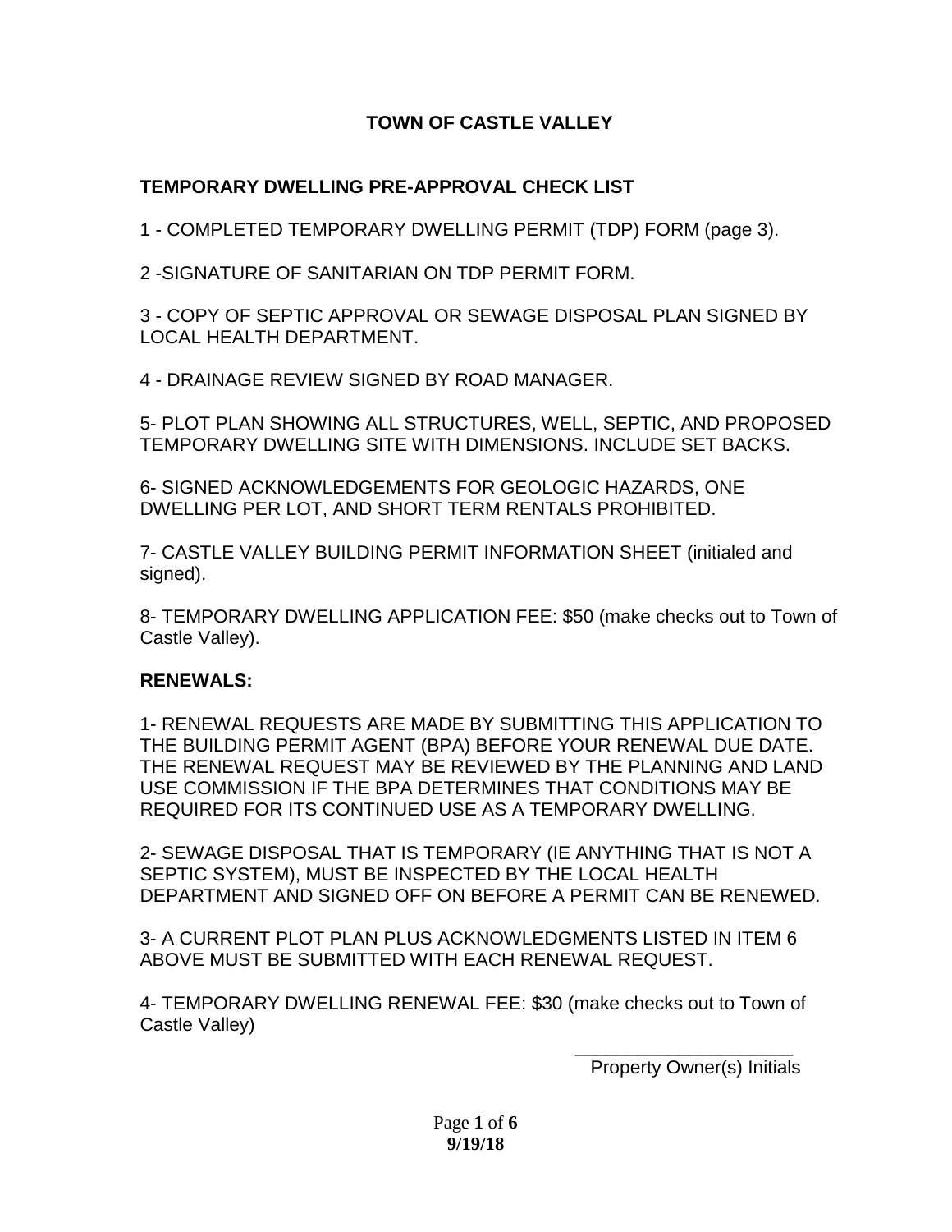# TOWN OF CASTLE VALLEY

## TEMPORARY DWELLING PRE-APPROVAL CHECK LIST

1 - COMPLETED TEMPORARY DWELLING PERMIT (TDP) FORM (page 3).

2 -SIGNATURE OF SANITARIAN ON TDP PERMIT FORM.

3 - COPY OF SEPTIC APPROVAL OR SEWAGE DISPOSAL PLAN SIGNED BY LOCAL HEALTH DEPARTMENT.

4 - DRAINAGE REVIEW SIGNED BY ROAD MANAGER.

5- PLOT PLAN SHOWING ALL STRUCTURES, WELL, SEPTIC, AND PROPOSED TEMPORARY DWELLING SITE WITH DIMENSIONS. INCLUDE SET BACKS.

6- SIGNED ACKNOWLEDGEMENTS FOR GEOLOGIC HAZARDS, ONE DWELLING PER LOT, AND SHORT TERM RENTALS PROHIBITED.

7- CASTLE VALLEY BUILDING PERMIT INFORMATION SHEET (initialed and signed).

8- TEMPORARY DWELLING APPLICATION FEE: $50 (make checks out to Town of Castle Valley).

## RENEWALS:

1- RENEWAL REQUESTS ARE MADE BY SUBMITTING THIS APPLICATION TO THE BUILDING PERMIT AGENT (BPA) BEFORE YOUR RENEWAL DUE DATE. THE RENEWAL REQUEST MAY BE REVIEWED BY THE PLANNING AND LAND USE COMMISSION IF THE BPA DETERMINES THAT CONDITIONS MAY BE REQUIRED FOR ITS CONTINUED USE AS A TEMPORARY DWELLING.

2- SEWAGE DISPOSAL THAT IS TEMPORARY (IE ANYTHING THAT IS NOT A SEPTIC SYSTEM), MUST BE INSPECTED BY THE LOCAL HEALTH DEPARTMENT AND SIGNED OFF ON BEFORE A PERMIT CAN BE RENEWED.

3- A CURRENT PLOT PLAN PLUS ACKNOWLEDGMENTS LISTED IN ITEM 6 ABOVE MUST BE SUBMITTED WITH EACH RENEWAL REQUEST.

4- TEMPORARY DWELLING RENEWAL FEE: $30 (make checks out to Town of Castle Valley)

_____________________
Property Owner(s) Initials

9/19/18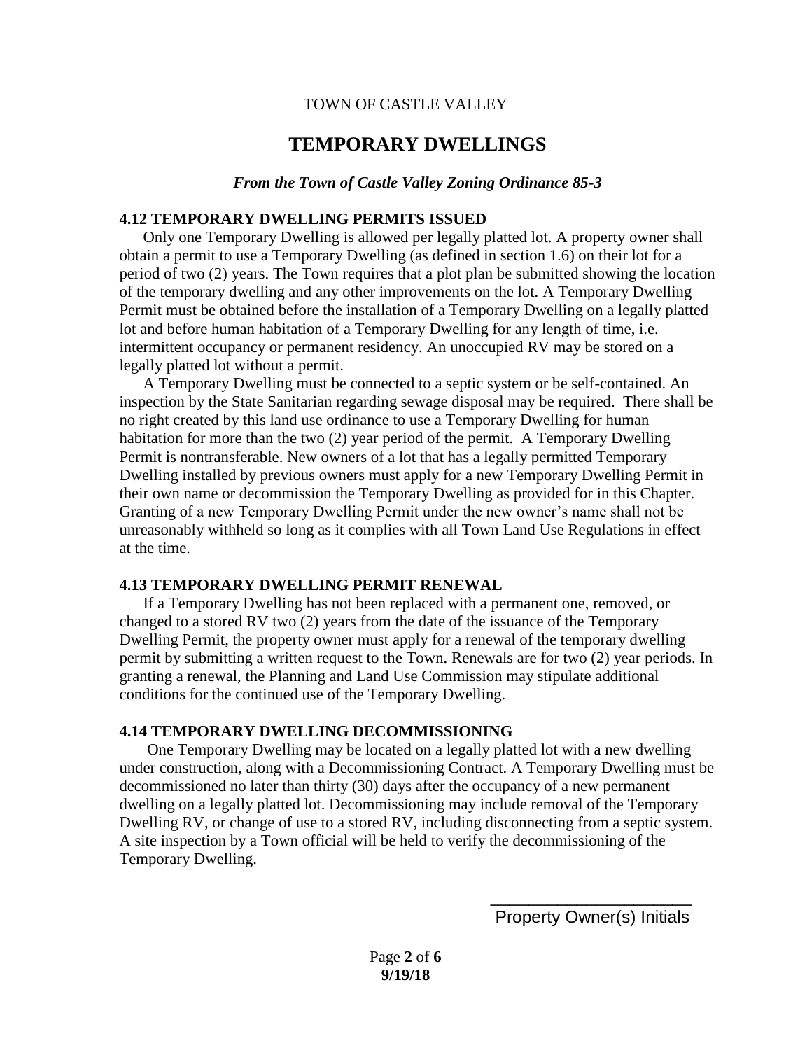TOWN OF CASTLE VALLEY

# TEMPORARY DWELLINGS

***From the Town of Castle Valley Zoning Ordinance 85-3***

## 4.12 TEMPORARY DWELLING PERMITS ISSUED

Only one Temporary Dwelling is allowed per legally platted lot. A property owner shall obtain a permit to use a Temporary Dwelling (as defined in section 1.6) on their lot for a period of two (2) years. The Town requires that a plot plan be submitted showing the location of the temporary dwelling and any other improvements on the lot. A Temporary Dwelling Permit must be obtained before the installation of a Temporary Dwelling on a legally platted lot and before human habitation of a Temporary Dwelling for any length of time, i.e. intermittent occupancy or permanent residency. An unoccupied RV may be stored on a legally platted lot without a permit.

A Temporary Dwelling must be connected to a septic system or be self-contained. An inspection by the State Sanitarian regarding sewage disposal may be required. There shall be no right created by this land use ordinance to use a Temporary Dwelling for human habitation for more than the two (2) year period of the permit. A Temporary Dwelling Permit is nontransferable. New owners of a lot that has a legally permitted Temporary Dwelling installed by previous owners must apply for a new Temporary Dwelling Permit in their own name or decommission the Temporary Dwelling as provided for in this Chapter. Granting of a new Temporary Dwelling Permit under the new owner's name shall not be unreasonably withheld so long as it complies with all Town Land Use Regulations in effect at the time.

## 4.13 TEMPORARY DWELLING PERMIT RENEWAL

If a Temporary Dwelling has not been replaced with a permanent one, removed, or changed to a stored RV two (2) years from the date of the issuance of the Temporary Dwelling Permit, the property owner must apply for a renewal of the temporary dwelling permit by submitting a written request to the Town. Renewals are for two (2) year periods. In granting a renewal, the Planning and Land Use Commission may stipulate additional conditions for the continued use of the Temporary Dwelling.

## 4.14 TEMPORARY DWELLING DECOMMISSIONING

One Temporary Dwelling may be located on a legally platted lot with a new dwelling under construction, along with a Decommissioning Contract. A Temporary Dwelling must be decommissioned no later than thirty (30) days after the occupancy of a new permanent dwelling on a legally platted lot. Decommissioning may include removal of the Temporary Dwelling RV, or change of use to a stored RV, including disconnecting from a septic system. A site inspection by a Town official will be held to verify the decommissioning of the Temporary Dwelling.

\_\_\_\_\_\_\_\_\_\_\_\_\_\_\_\_\_\_\_\_\_\_

Property Owner(s) Initials

**9/19/18**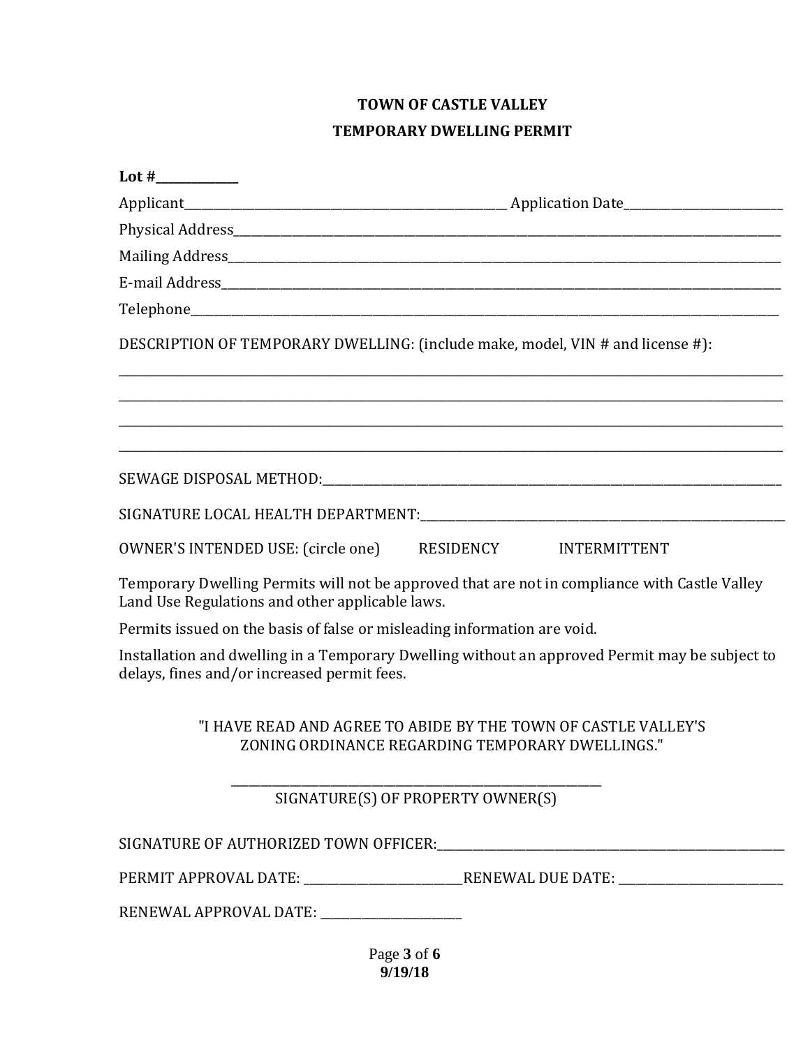# TOWN OF CASTLE VALLEY

## TEMPORARY DWELLING PERMIT

**Lot #____________**

Applicant_____________________________________________ Application Date________________________

Physical Address________________________________________________________________________________

Mailing Address_________________________________________________________________________________

E-mail Address__________________________________________________________________________________

Telephone_______________________________________________________________________________________

DESCRIPTION OF TEMPORARY DWELLING: (include make, model, VIN # and license #):

______________________________________________________________________________________________

______________________________________________________________________________________________

______________________________________________________________________________________________

______________________________________________________________________________________________

SEWAGE DISPOSAL METHOD:_________________________________________________________________

SIGNATURE LOCAL HEALTH DEPARTMENT:______________________________________________________

OWNER'S INTENDED USE: (circle one)       RESIDENCY       INTERMITTENT

Temporary Dwelling Permits will not be approved that are not in compliance with Castle Valley Land Use Regulations and other applicable laws.

Permits issued on the basis of false or misleading information are void.

Installation and dwelling in a Temporary Dwelling without an approved Permit may be subject to delays, fines and/or increased permit fees.

"I HAVE READ AND AGREE TO ABIDE BY THE TOWN OF CASTLE VALLEY'S ZONING ORDINANCE REGARDING TEMPORARY DWELLINGS."

_______________________________________________________

SIGNATURE(S) OF PROPERTY OWNER(S)

SIGNATURE OF AUTHORIZED TOWN OFFICER:_____________________________________________________

PERMIT APPROVAL DATE: ________________________RENEWAL DUE DATE: ________________________

RENEWAL APPROVAL DATE: ______________________

9/19/18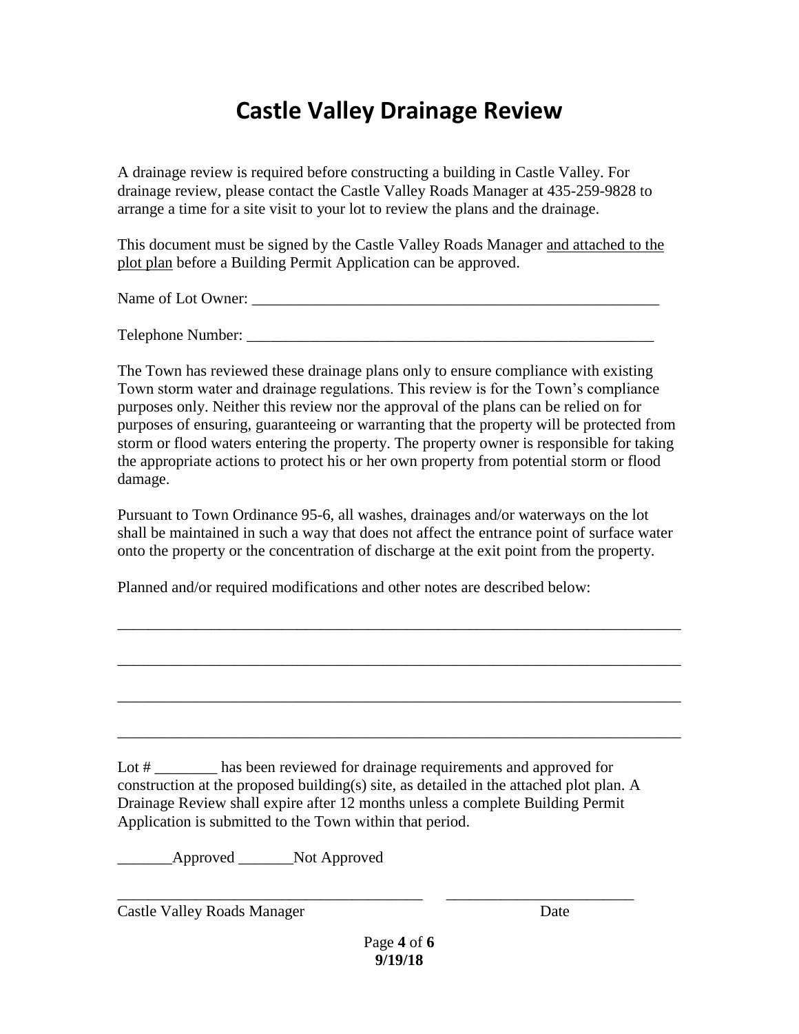# Castle Valley Drainage Review

A drainage review is required before constructing a building in Castle Valley. For drainage review, please contact the Castle Valley Roads Manager at 435-259-9828 to arrange a time for a site visit to your lot to review the plans and the drainage.

This document must be signed by the Castle Valley Roads Manager <u>and attached to the plot plan</u> before a Building Permit Application can be approved.

Name of Lot Owner: ______________________________________________________

Telephone Number: ______________________________________________________

The Town has reviewed these drainage plans only to ensure compliance with existing Town storm water and drainage regulations. This review is for the Town's compliance purposes only. Neither this review nor the approval of the plans can be relied on for purposes of ensuring, guaranteeing or warranting that the property will be protected from storm or flood waters entering the property. The property owner is responsible for taking the appropriate actions to protect his or her own property from potential storm or flood damage.

Pursuant to Town Ordinance 95-6, all washes, drainages and/or waterways on the lot shall be maintained in such a way that does not affect the entrance point of surface water onto the property or the concentration of discharge at the exit point from the property.

Planned and/or required modifications and other notes are described below:

___________________________________________________________________________

___________________________________________________________________________

___________________________________________________________________________

___________________________________________________________________________

Lot # ________ has been reviewed for drainage requirements and approved for construction at the proposed building(s) site, as detailed in the attached plot plan. A Drainage Review shall expire after 12 months unless a complete Building Permit Application is submitted to the Town within that period.

_______Approved _______Not Approved

________________________________________ ________________________

Castle Valley Roads Manager Date

9/19/18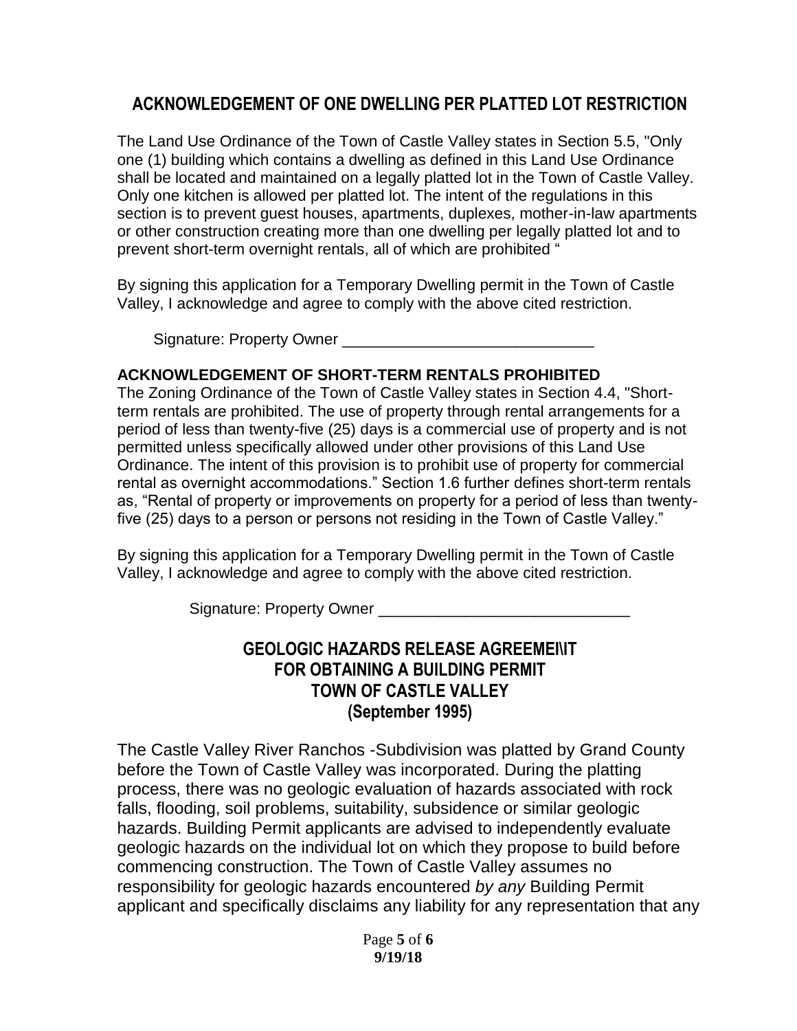## ACKNOWLEDGEMENT OF ONE DWELLING PER PLATTED LOT RESTRICTION

The Land Use Ordinance of the Town of Castle Valley states in Section 5.5, "Only one (1) building which contains a dwelling as defined in this Land Use Ordinance shall be located and maintained on a legally platted lot in the Town of Castle Valley. Only one kitchen is allowed per platted lot. The intent of the regulations in this section is to prevent guest houses, apartments, duplexes, mother-in-law apartments or other construction creating more than one dwelling per legally platted lot and to prevent short-term overnight rentals, all of which are prohibited "

By signing this application for a Temporary Dwelling permit in the Town of Castle Valley, I acknowledge and agree to comply with the above cited restriction.

Signature: Property Owner ______________________________

**ACKNOWLEDGEMENT OF SHORT-TERM RENTALS PROHIBITED**

The Zoning Ordinance of the Town of Castle Valley states in Section 4.4, "Short-term rentals are prohibited. The use of property through rental arrangements for a period of less than twenty-five (25) days is a commercial use of property and is not permitted unless specifically allowed under other provisions of this Land Use Ordinance. The intent of this provision is to prohibit use of property for commercial rental as overnight accommodations." Section 1.6 further defines short-term rentals as, "Rental of property or improvements on property for a period of less than twenty-five (25) days to a person or persons not residing in the Town of Castle Valley."

By signing this application for a Temporary Dwelling permit in the Town of Castle Valley, I acknowledge and agree to comply with the above cited restriction.

Signature: Property Owner ______________________________

## GEOLOGIC HAZARDS RELEASE AGREEMEI\IT FOR OBTAINING A BUILDING PERMIT TOWN OF CASTLE VALLEY (September 1995)

The Castle Valley River Ranchos -Subdivision was platted by Grand County before the Town of Castle Valley was incorporated. During the platting process, there was no geologic evaluation of hazards associated with rock falls, flooding, soil problems, suitability, subsidence or similar geologic hazards. Building Permit applicants are advised to independently evaluate geologic hazards on the individual lot on which they propose to build before commencing construction. The Town of Castle Valley assumes no responsibility for geologic hazards encountered *by any* Building Permit applicant and specifically disclaims any liability for any representation that any

9/19/18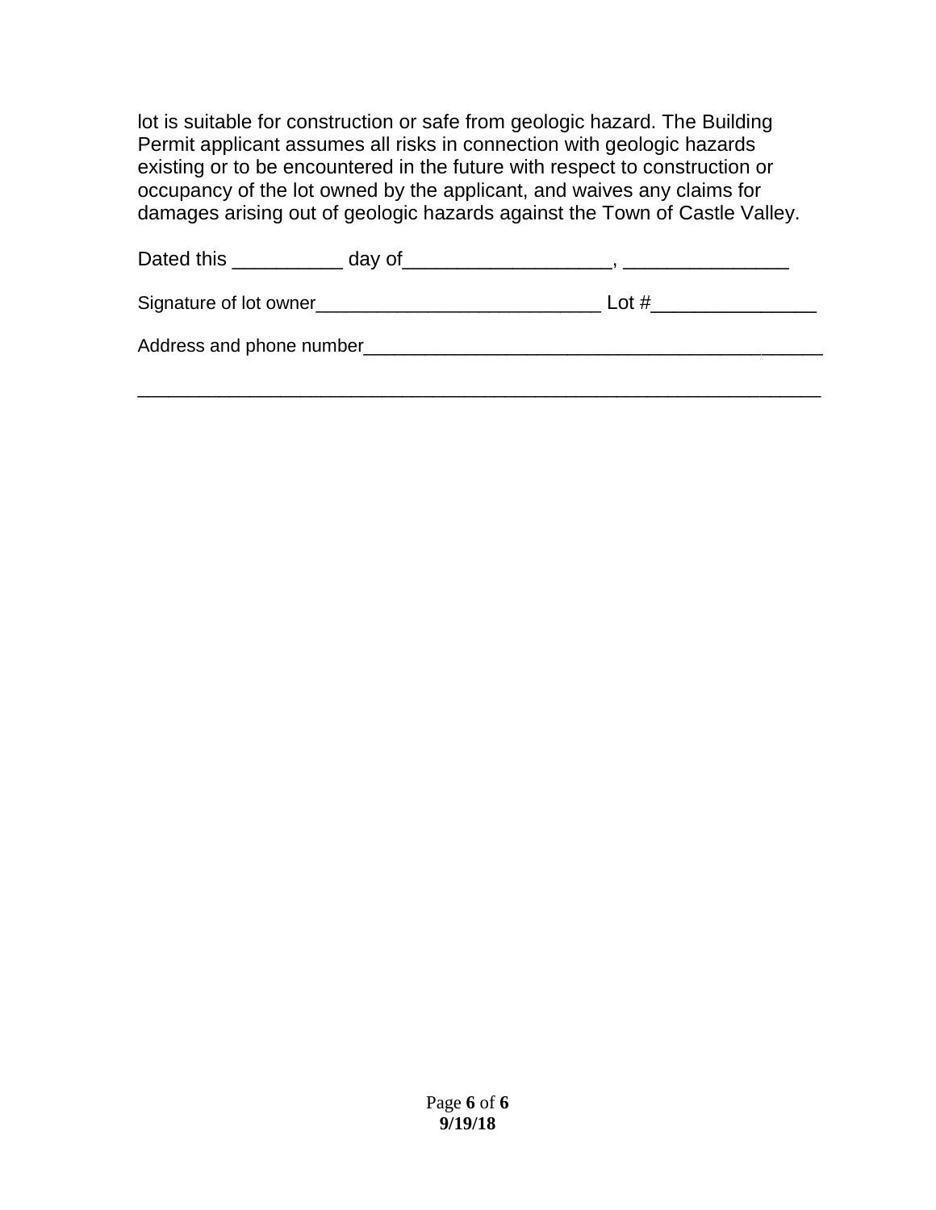lot is suitable for construction or safe from geologic hazard. The Building Permit applicant assumes all risks in connection with geologic hazards existing or to be encountered in the future with respect to construction or occupancy of the lot owned by the applicant, and waives any claims for damages arising out of geologic hazards against the Town of Castle Valley.

Dated this __________ day of__________________, _______________

Signature of lot owner___________________________ Lot #_______________

Address and phone number____________________________________________

________________________________________________________________